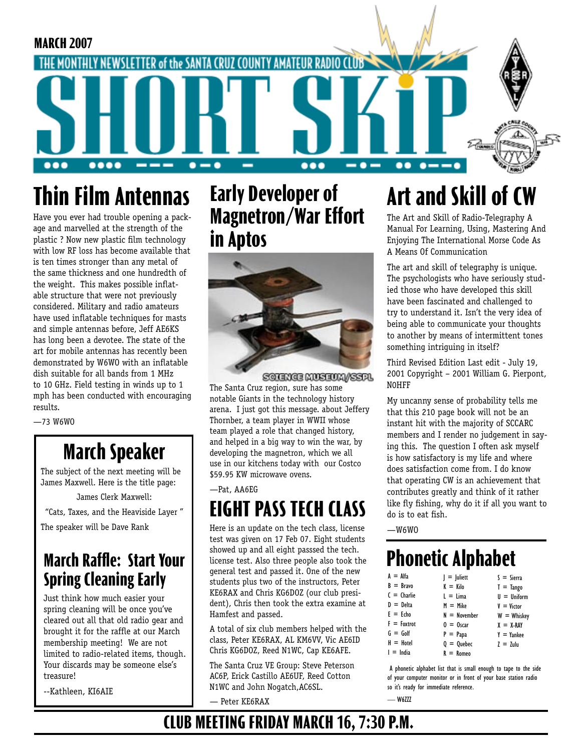MARCH 2007

THE MONTHLY NEWSLETTER of the SANTA CRUZ COUNTY AMATEUR RADIO CLUB

# SHORT SKiP

## Thin Film Antennas

Have you ever had trouble opening a package and marvelled at the strength of the plastic ? Now new plastic film technology with low RF loss has become available that is ten times stronger than any metal of the same thickness and one hundredth of the weight. This makes possible inflatable structure that were not previously considered. Military and radio amateurs have used inflatable techniques for masts and simple antennas before, Jeff AE6KS has long been a devotee. The state of the art for mobile antennas has recently been demonstrated by W6WO with an inflatable dish suitable for all bands from 1 MHz to 10 GHz. Field testing in winds up to 1 mph has been conducted with encouraging results.

—73 W6WO

## March Speaker

The subject of the next meeting will be James Maxwell. Here is the title page:

James Clerk Maxwell:

"Cats, Taxes, and the Heaviside Layer "

The speaker will be Dave Rank

## March Raffle: Start Your Spring Cleaning Early

Just think how much easier your spring cleaning will be once you've cleared out all that old radio gear and brought it for the raffle at our March membership meeting! We are not limited to radio-related items, though. Your discards may be someone else's treasure!

--Kathleen, KI6AIE

## Early Developer of Magnetron/War Effort in Aptos

SCIENCE MUSEUM/SSPL

The Santa Cruz region, sure has some notable Giants in the technology history arena. I just got this message. about Jeffery Thornber, a team player in WWII whose team played a role that changed history, and helped in a big way to win the war, by developing the magnetron, which we all use in our kitchens today with our Costco $59.95 KW microwave ovens.

—Pat, AA6EG

## EIGHT PASS TECH CLASS

Here is an update on the tech class, license test was given on 17 Feb 07. Eight students showed up and all eight passsed the tech. license test. Also three people also took the general test and passed it. One of the new students plus two of the instructors, Peter KE6RAX and Chris KG6DOZ (our club president), Chris then took the extra examine at Hamfest and passed.

A total of six club members helped with the class, Peter KE6RAX, AL KM6VV, Vic AE6ID Chris KG6DOZ, Reed N1WC, Cap KE6AFE.

The Santa Cruz VE Group: Steve Peterson AC6P, Erick Castillo AE6UF, Reed Cotton N1WC and John Nogatch,AC6SL.

— Peter KE6RAX

## Art and Skill of CW

The Art and Skill of Radio-Telegraphy A Manual For Learning, Using, Mastering And Enjoying The International Morse Code As A Means Of Communication

The art and skill of telegraphy is unique. The psychologists who have seriously studied those who have developed this skill have been fascinated and challenged to try to understand it. Isn't the very idea of being able to communicate your thoughts to another by means of intermittent tones something intriguing in itself?

Third Revised Edition Last edit - July 19, 2001 Copyright – 2001 William G. Pierpont, N0HFF

My uncanny sense of probability tells me that this 210 page book will not be an instant hit with the majority of SCCARC members and I render no judgement in saying this. The question I often ask myself is how satisfactory is my life and where does satisfaction come from. I do know that operating CW is an achievement that contributes greatly and think of it rather like fly fishing, why do it if all you want to do is to eat fish.

—W6WO

## Phonetic Alphabet

| | | |
|---|---|---|
| A = Alfa | J = Juliett | S = Sierra |
| B = Bravo | K = Kilo | T = Tango |
| C = Charlie | L = Lima | U = Uniform |
| D = Delta | M = Mike | V = Victor |
| E = Echo | N = November | W = Whiskey |
| F = Foxtrot | O = Oscar | X = X-RAY |
| G = Golf | P = Papa | Y = Yankee |
| H = Hotel | Q = Quebec | Z = Zulu |
| I = India | R = Romeo | |

A phonetic alphabet list that is small enough to tape to the side of your computer monitor or in front of your base station radio so it's ready for immediate reference.

— W6ZZZ

**CLUB MEETING FRIDAY MARCH 16, 7:30 P.M.**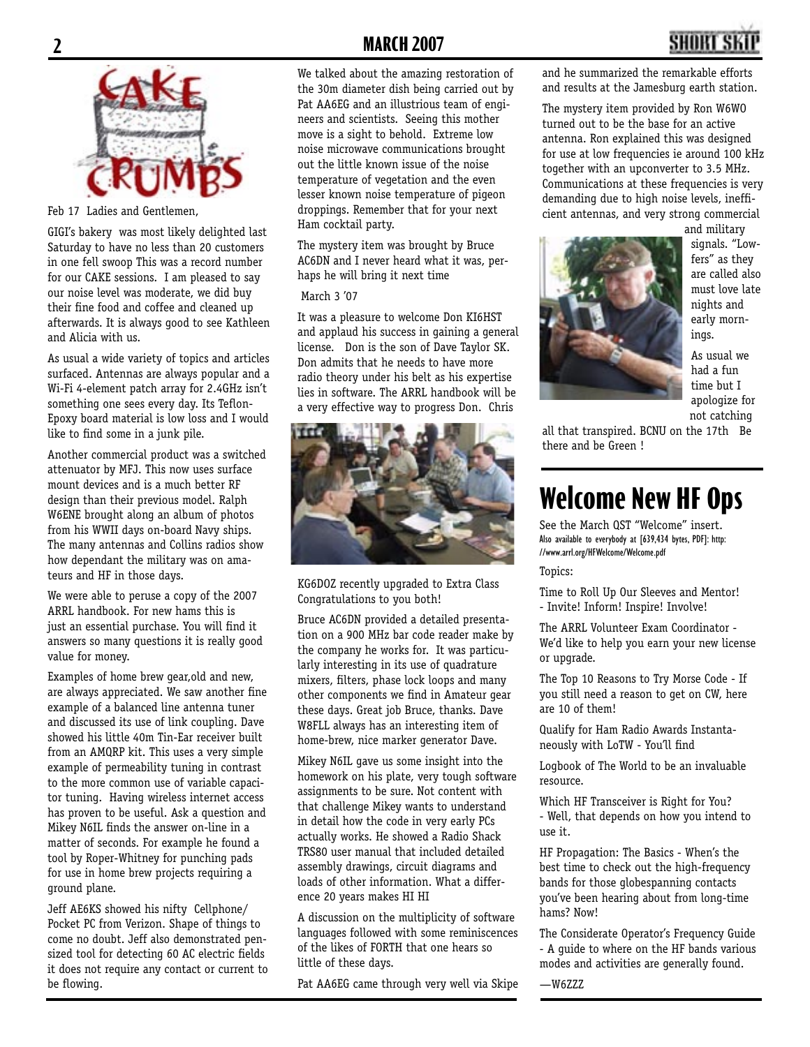Feb 17 Ladies and Gentlemen,

GIGI's bakery was most likely delighted last Saturday to have no less than 20 customers in one fell swoop This was a record number for our CAKE sessions. I am pleased to say our noise level was moderate, we did buy their fine food and coffee and cleaned up afterwards. It is always good to see Kathleen and Alicia with us.

As usual a wide variety of topics and articles surfaced. Antennas are always popular and a Wi-Fi 4-element patch array for 2.4GHz isn't something one sees every day. Its Teflon-Epoxy board material is low loss and I would like to find some in a junk pile.

Another commercial product was a switched attenuator by MFJ. This now uses surface mount devices and is a much better RF design than their previous model. Ralph W6ENE brought along an album of photos from his WWII days on-board Navy ships. The many antennas and Collins radios show how dependant the military was on amateurs and HF in those days.

We were able to peruse a copy of the 2007 ARRL handbook. For new hams this is just an essential purchase. You will find it answers so many questions it is really good value for money.

Examples of home brew gear,old and new, are always appreciated. We saw another fine example of a balanced line antenna tuner and discussed its use of link coupling. Dave showed his little 40m Tin-Ear receiver built from an AMQRP kit. This uses a very simple example of permeability tuning in contrast to the more common use of variable capacitor tuning. Having wireless internet access has proven to be useful. Ask a question and Mikey N6IL finds the answer on-line in a matter of seconds. For example he found a tool by Roper-Whitney for punching pads for use in home brew projects requiring a ground plane.

Jeff AE6KS showed his nifty Cellphone/ Pocket PC from Verizon. Shape of things to come no doubt. Jeff also demonstrated pen-sized tool for detecting 60 AC electric fields it does not require any contact or current to be flowing.

We talked about the amazing restoration of the 30m diameter dish being carried out by Pat AA6EG and an illustrious team of engineers and scientists. Seeing this mother move is a sight to behold. Extreme low noise microwave communications brought out the little known issue of the noise temperature of vegetation and the even lesser known noise temperature of pigeon droppings. Remember that for your next Ham cocktail party.

The mystery item was brought by Bruce AC6DN and I never heard what it was, perhaps he will bring it next time

March 3 '07

It was a pleasure to welcome Don KI6HST and applaud his success in gaining a general license. Don is the son of Dave Taylor SK. Don admits that he needs to have more radio theory under his belt as his expertise lies in software. The ARRL handbook will be a very effective way to progress Don. Chris KG6DOZ recently upgraded to Extra Class Congratulations to you both!

Bruce AC6DN provided a detailed presentation on a 900 MHz bar code reader make by the company he works for. It was particularly interesting in its use of quadrature mixers, filters, phase lock loops and many other components we find in Amateur gear these days. Great job Bruce, thanks. Dave W8FLL always has an interesting item of home-brew, nice marker generator Dave.

Mikey N6IL gave us some insight into the homework on his plate, very tough software assignments to be sure. Not content with that challenge Mikey wants to understand in detail how the code in very early PCs actually works. He showed a Radio Shack TRS80 user manual that included detailed assembly drawings, circuit diagrams and loads of other information. What a difference 20 years makes HI HI

A discussion on the multiplicity of software languages followed with some reminiscences of the likes of FORTH that one hears so little of these days.

Pat AA6EG came through very well via Skipe and he summarized the remarkable efforts and results at the Jamesburg earth station.

The mystery item provided by Ron W6WO turned out to be the base for an active antenna. Ron explained this was designed for use at low frequencies ie around 100 kHz together with an upconverter to 3.5 MHz. Communications at these frequencies is very demanding due to high noise levels, inefficient antennas, and very strong commercial and military signals. "Lowfers" as they are called also must love late nights and early mornings.

As usual we had a fun time but I apologize for not catching all that transpired. BCNU on the 17th Be there and be Green !

# Welcome New HF Ops

See the March QST "Welcome" insert. Also available to everybody at [639,434 bytes, PDF]: http://www.arrl.org/HFWelcome/Welcome.pdf

Topics:

Time to Roll Up Our Sleeves and Mentor! - Invite! Inform! Inspire! Involve!

The ARRL Volunteer Exam Coordinator - We'd like to help you earn your new license or upgrade.

The Top 10 Reasons to Try Morse Code - If you still need a reason to get on CW, here are 10 of them!

Qualify for Ham Radio Awards Instantaneously with LoTW - You'll find

Logbook of The World to be an invaluable resource.

Which HF Transceiver is Right for You? - Well, that depends on how you intend to use it.

HF Propagation: The Basics - When's the best time to check out the high-frequency bands for those globespanning contacts you've been hearing about from long-time hams? Now!

The Considerate Operator's Frequency Guide - A guide to where on the HF bands various modes and activities are generally found.

—W6ZZZ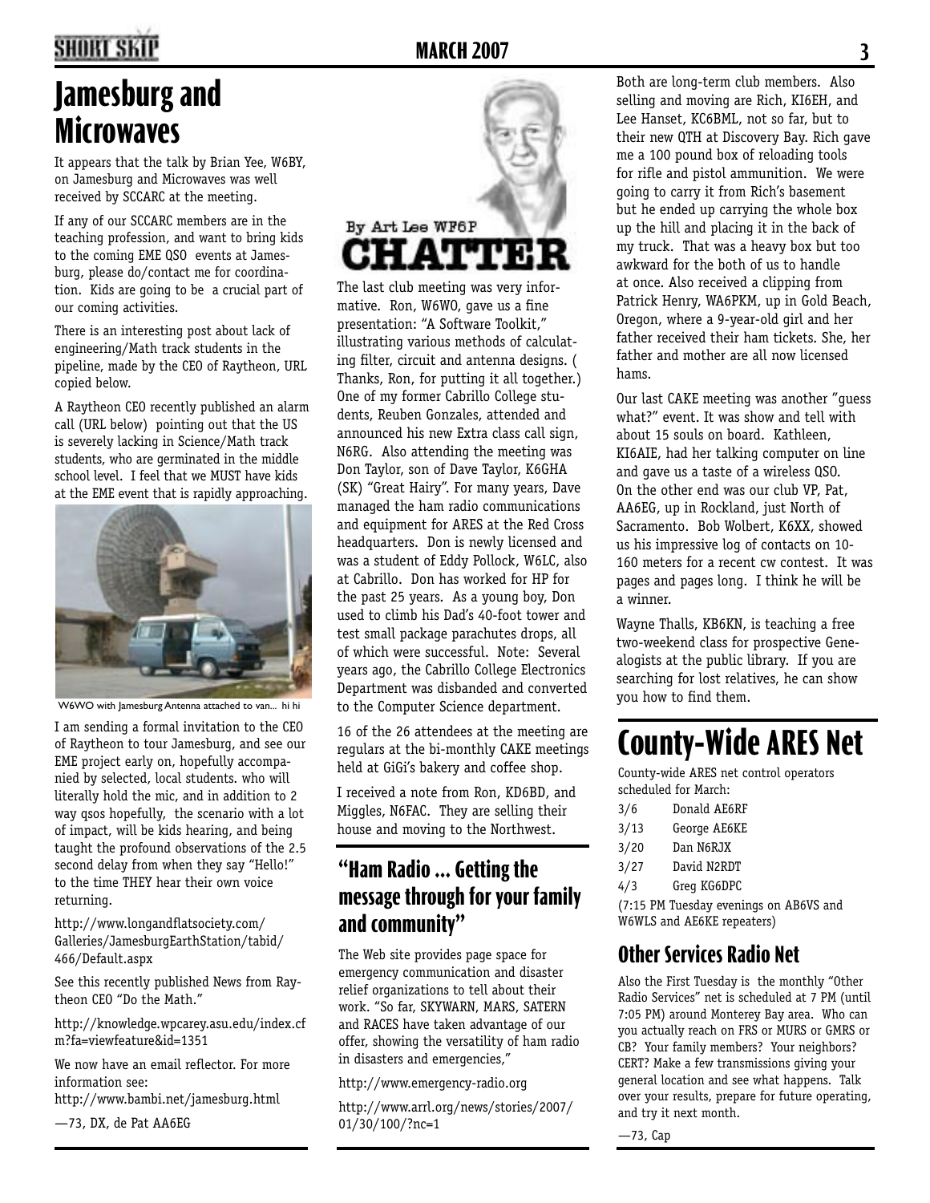# Jamesburg and Microwaves

It appears that the talk by Brian Yee, W6BY, on Jamesburg and Microwaves was well received by SCCARC at the meeting.

If any of our SCCARC members are in the teaching profession, and want to bring kids to the coming EME QSO events at Jamesburg, please do/contact me for coordination. Kids are going to be a crucial part of our coming activities.

There is an interesting post about lack of engineering/Math track students in the pipeline, made by the CEO of Raytheon, URL copied below.

A Raytheon CEO recently published an alarm call (URL below) pointing out that the US is severely lacking in Science/Math track students, who are germinated in the middle school level. I feel that we MUST have kids at the EME event that is rapidly approaching.

W6WO with Jamesburg Antenna attached to van... hi hi

I am sending a formal invitation to the CEO of Raytheon to tour Jamesburg, and see our EME project early on, hopefully accompanied by selected, local students. who will literally hold the mic, and in addition to 2 way qsos hopefully, the scenario with a lot of impact, will be kids hearing, and being taught the profound observations of the 2.5 second delay from when they say "Hello!" to the time THEY hear their own voice returning.

http://www.longandflatsociety.com/Galleries/JamesburgEarthStation/tabid/466/Default.aspx

See this recently published News from Raytheon CEO "Do the Math."

http://knowledge.wpcarey.asu.edu/index.cfm?fa=viewfeature&id=1351

We now have an email reflector. For more information see:
http://www.bambi.net/jamesburg.html

—73, DX, de Pat AA6EG

# Chatter

By Art Lee WF6P

The last club meeting was very informative. Ron, W6WO, gave us a fine presentation: "A Software Toolkit," illustrating various methods of calculating filter, circuit and antenna designs. ( Thanks, Ron, for putting it all together.) One of my former Cabrillo College students, Reuben Gonzales, attended and announced his new Extra class call sign, N6RG. Also attending the meeting was Don Taylor, son of Dave Taylor, K6GHA (SK) "Great Hairy". For many years, Dave managed the ham radio communications and equipment for ARES at the Red Cross headquarters. Don is newly licensed and was a student of Eddy Pollock, W6LC, also at Cabrillo. Don has worked for HP for the past 25 years. As a young boy, Don used to climb his Dad's 40-foot tower and test small package parachutes drops, all of which were successful. Note: Several years ago, the Cabrillo College Electronics Department was disbanded and converted to the Computer Science department.

16 of the 26 attendees at the meeting are regulars at the bi-monthly CAKE meetings held at GiGi's bakery and coffee shop.

I received a note from Ron, KD6BD, and Miggles, N6FAC. They are selling their house and moving to the Northwest. Both are long-term club members. Also selling and moving are Rich, KI6EH, and Lee Hanset, KC6BML, not so far, but to their new QTH at Discovery Bay. Rich gave me a 100 pound box of reloading tools for rifle and pistol ammunition. We were going to carry it from Rich's basement but he ended up carrying the whole box up the hill and placing it in the back of my truck. That was a heavy box but too awkward for the both of us to handle at once. Also received a clipping from Patrick Henry, WA6PKM, up in Gold Beach, Oregon, where a 9-year-old girl and her father received their ham tickets. She, her father and mother are all now licensed hams.

Our last CAKE meeting was another "guess what?" event. It was show and tell with about 15 souls on board. Kathleen, KI6AIE, had her talking computer on line and gave us a taste of a wireless QSO. On the other end was our club VP, Pat, AA6EG, up in Rockland, just North of Sacramento. Bob Wolbert, K6XX, showed us his impressive log of contacts on 10-160 meters for a recent cw contest. It was pages and pages long. I think he will be a winner.

Wayne Thalls, KB6KN, is teaching a free two-weekend class for prospective Genealogists at the public library. If you are searching for lost relatives, he can show you how to find them.

## "Ham Radio ... Getting the message through for your family and community"

The Web site provides page space for emergency communication and disaster relief organizations to tell about their work. "So far, SKYWARN, MARS, SATERN and RACES have taken advantage of our offer, showing the versatility of ham radio in disasters and emergencies,"

http://www.emergency-radio.org

http://www.arrl.org/news/stories/2007/01/30/100/?nc=1

# County-Wide ARES Net

County-wide ARES net control operators scheduled for March:

| | |
|---|---|
| 3/6 | Donald AE6RF |
| 3/13 | George AE6KE |
| 3/20 | Dan N6RJX |
| 3/27 | David N2RDT |
| 4/3 | Greg KG6DPC |

(7:15 PM Tuesday evenings on AB6VS and W6WLS and AE6KE repeaters)

## Other Services Radio Net

Also the First Tuesday is the monthly "Other Radio Services" net is scheduled at 7 PM (until 7:05 PM) around Monterey Bay area. Who can you actually reach on FRS or MURS or GMRS or CB? Your family members? Your neighbors? CERT? Make a few transmissions giving your general location and see what happens. Talk over your results, prepare for future operating, and try it next month.

—73, Cap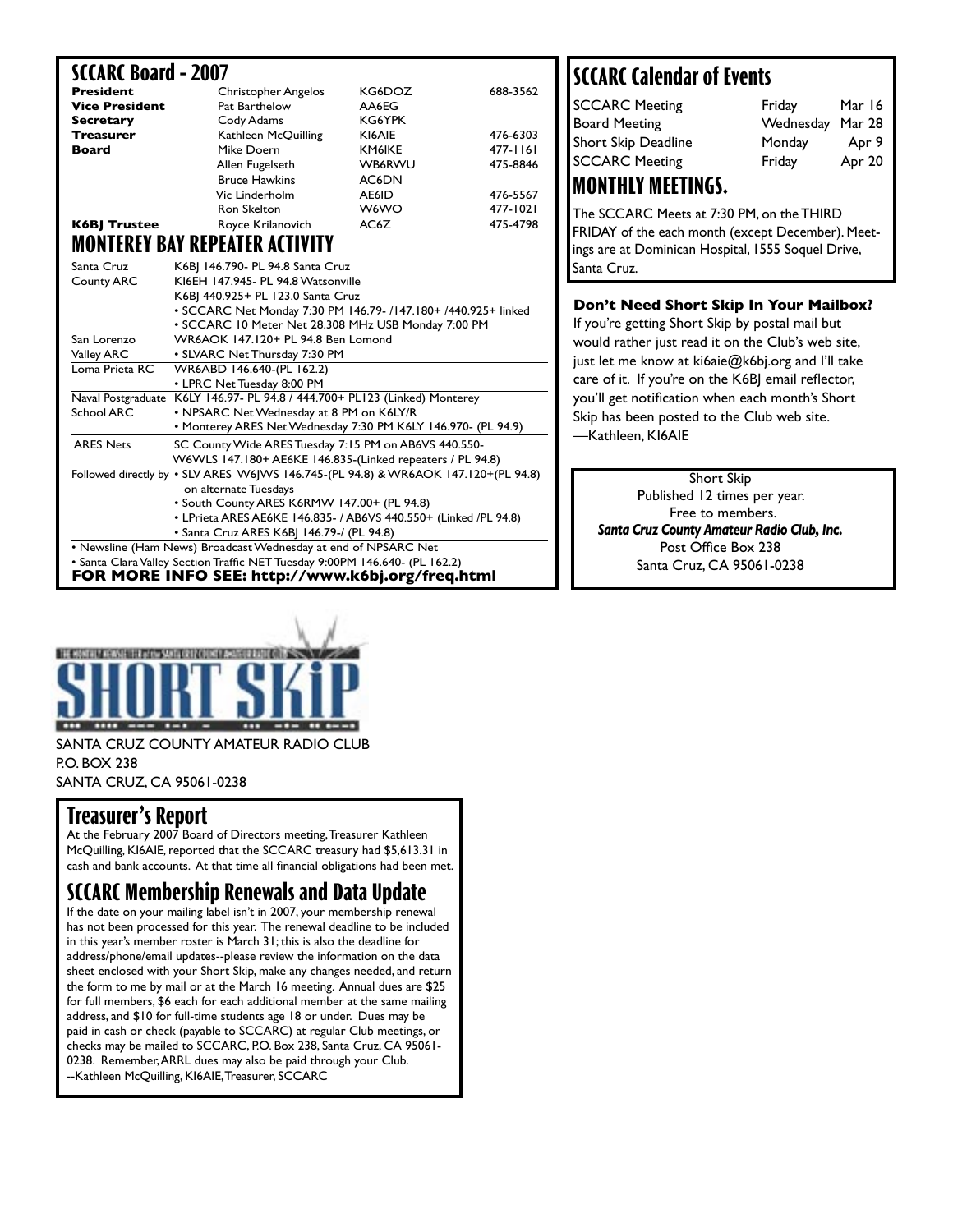## SCCARC Board - 2007

| | | | |
|---|---|---|---|
| **President** | Christopher Angelos | KG6DOZ | 688-3562 |
| **Vice President** | Pat Barthelow | AA6EG | |
| **Secretary** | Cody Adams | KG6YPK | |
| **Treasurer** | Kathleen McQuilling | KI6AIE | 476-6303 |
| **Board** | Mike Doern | KM6IKE | 477-1161 |
| | Allen Fugelseth | WB6RWU | 475-8846 |
| | Bruce Hawkins | AC6DN | |
| | Vic Linderholm | AE6ID | 476-5567 |
| | Ron Skelton | W6WO | 477-1021 |
| **K6BJ Trustee** | Royce Krilanovich | AC6Z | 475-4798 |

## MONTEREY BAY REPEATER ACTIVITY

| | |
|---|---|
| Santa Cruz County ARC | K6BJ 146.790- PL 94.8 Santa Cruz<br>KI6EH 147.945- PL 94.8 Watsonville<br>K6BJ 440.925+ PL 123.0 Santa Cruz<br>• SCCARC Net Monday 7:30 PM 146.79- /147.180+ /440.925+ linked<br>• SCCARC 10 Meter Net 28.308 MHz USB Monday 7:00 PM |
| San Lorenzo Valley ARC | WR6AOK 147.120+ PL 94.8 Ben Lomond<br>• SLVARC Net Thursday 7:30 PM |
| Loma Prieta RC | WR6ABD 146.640-(PL 162.2)<br>• LPRC Net Tuesday 8:00 PM |
| Naval Postgraduate School ARC | K6LY 146.97- PL 94.8 / 444.700+ PL123 (Linked) Monterey<br>• NPSARC Net Wednesday at 8 PM on K6LY/R<br>• Monterey ARES Net Wednesday 7:30 PM K6LY 146.970- (PL 94.9) |
| ARES Nets | SC County Wide ARES Tuesday 7:15 PM on AB6VS 440.550-<br>W6WLS 147.180+ AE6KE 146.835-(Linked repeaters / PL 94.8) |
| Followed directly by | • SLV ARES W6JWS 146.745-(PL 94.8) & WR6AOK 147.120+(PL 94.8) on alternate Tuesdays<br>• South County ARES K6RMW 147.00+ (PL 94.8)<br>• LPrieta ARES AE6KE 146.835- / AB6VS 440.550+ (Linked /PL 94.8)<br>• Santa Cruz ARES K6BJ 146.79-/ (PL 94.8) |

• Newsline (Ham News) Broadcast Wednesday at end of NPSARC Net
• Santa Clara Valley Section Traffic NET Tuesday 9:00PM 146.640- (PL 162.2)

**FOR MORE INFO SEE: http://www.k6bj.org/freq.html**

## SCCARC Calendar of Events

| | | |
|---|---|---|
| SCCARC Meeting | Friday | Mar 16 |
| Board Meeting | Wednesday | Mar 28 |
| Short Skip Deadline | Monday | Apr 9 |
| SCCARC Meeting | Friday | Apr 20 |

## MONTHLY MEETINGS.

The SCCARC Meets at 7:30 PM, on the THIRD FRIDAY of the each month (except December). Meetings are at Dominican Hospital, 1555 Soquel Drive, Santa Cruz.

**Don't Need Short Skip In Your Mailbox?**

If you're getting Short Skip by postal mail but would rather just read it on the Club's web site, just let me know at ki6aie@k6bj.org and I'll take care of it. If you're on the K6BJ email reflector, you'll get notification when each month's Short Skip has been posted to the Club web site.
—Kathleen, KI6AIE

Short Skip
Published 12 times per year.
Free to members.
***Santa Cruz County Amateur Radio Club, Inc.***
Post Office Box 238
Santa Cruz, CA 95061-0238

THE MONTHLY NEWSLETTER of the SANTA CRUZ COUNTY AMATEUR RADIO CLUB

SHORT SKIP

SANTA CRUZ COUNTY AMATEUR RADIO CLUB
P.O. BOX 238
SANTA CRUZ, CA 95061-0238

## Treasurer's Report

At the February 2007 Board of Directors meeting, Treasurer Kathleen McQuilling, KI6AIE, reported that the SCCARC treasury had $5,613.31 in cash and bank accounts. At that time all financial obligations had been met.

## SCCARC Membership Renewals and Data Update

If the date on your mailing label isn't in 2007, your membership renewal has not been processed for this year. The renewal deadline to be included in this year's member roster is March 31; this is also the deadline for address/phone/email updates--please review the information on the data sheet enclosed with your Short Skip, make any changes needed, and return the form to me by mail or at the March 16 meeting. Annual dues are $25 for full members, $6 each for each additional member at the same mailing address, and $10 for full-time students age 18 or under. Dues may be paid in cash or check (payable to SCCARC) at regular Club meetings, or checks may be mailed to SCCARC, P.O. Box 238, Santa Cruz, CA 95061-0238. Remember, ARRL dues may also be paid through your Club.
--Kathleen McQuilling, KI6AIE, Treasurer, SCCARC